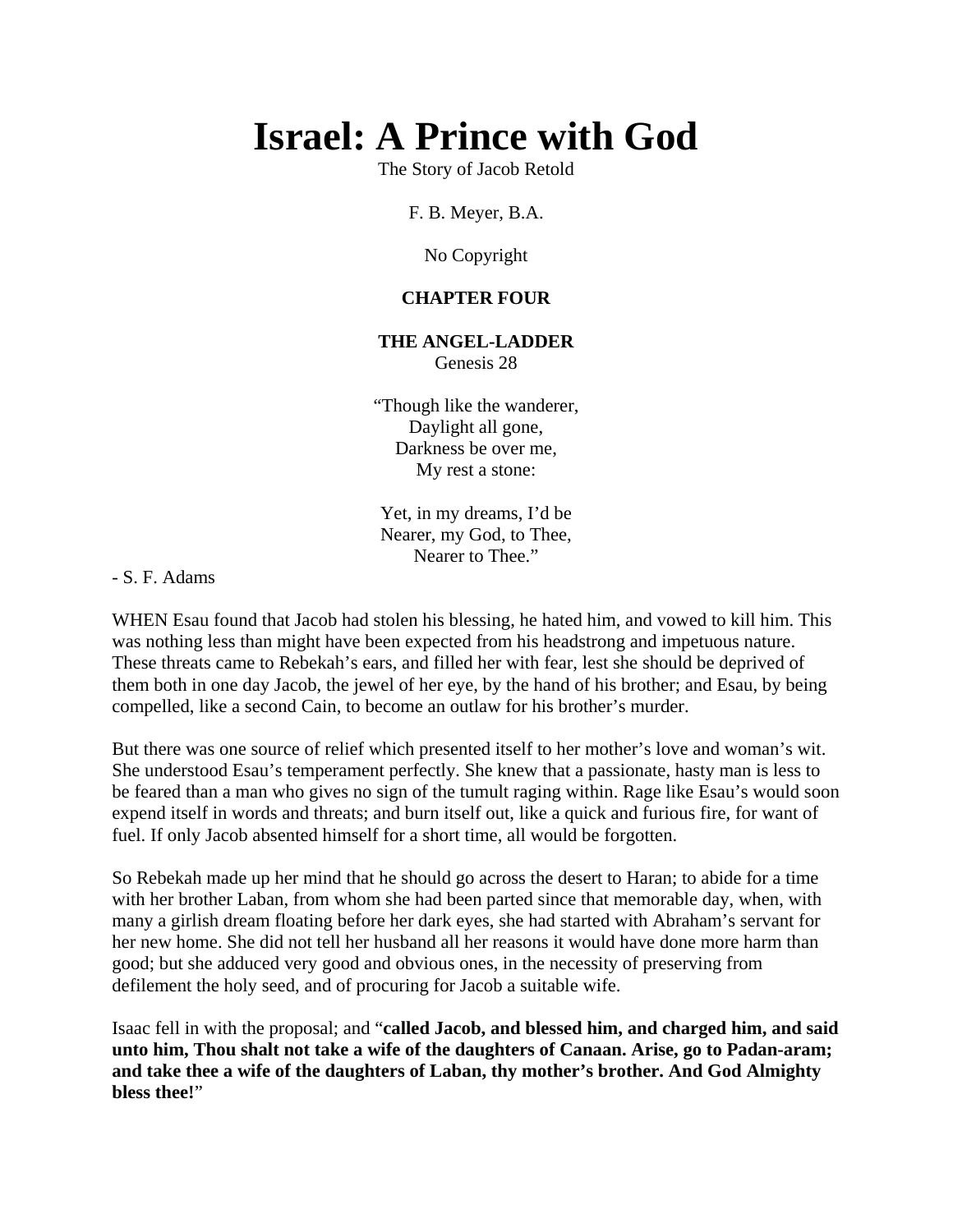# Israel: A Prince with God

The Story of Jacob Retold

F. B. Meyer, B.A.

No Copyright

**CHAPTER FOUR**

**THE ANGEL-LADDER**

Genesis 28

"Though like the wanderer,
Daylight all gone,
Darkness be over me,
My rest a stone:

Yet, in my dreams, I'd be
Nearer, my God, to Thee,
Nearer to Thee."

- S. F. Adams

WHEN Esau found that Jacob had stolen his blessing, he hated him, and vowed to kill him. This was nothing less than might have been expected from his headstrong and impetuous nature. These threats came to Rebekah's ears, and filled her with fear, lest she should be deprived of them both in one day Jacob, the jewel of her eye, by the hand of his brother; and Esau, by being compelled, like a second Cain, to become an outlaw for his brother's murder.

But there was one source of relief which presented itself to her mother's love and woman's wit. She understood Esau's temperament perfectly. She knew that a passionate, hasty man is less to be feared than a man who gives no sign of the tumult raging within. Rage like Esau's would soon expend itself in words and threats; and burn itself out, like a quick and furious fire, for want of fuel. If only Jacob absented himself for a short time, all would be forgotten.

So Rebekah made up her mind that he should go across the desert to Haran; to abide for a time with her brother Laban, from whom she had been parted since that memorable day, when, with many a girlish dream floating before her dark eyes, she had started with Abraham's servant for her new home. She did not tell her husband all her reasons it would have done more harm than good; but she adduced very good and obvious ones, in the necessity of preserving from defilement the holy seed, and of procuring for Jacob a suitable wife.

Isaac fell in with the proposal; and "**called Jacob, and blessed him, and charged him, and said unto him, Thou shalt not take a wife of the daughters of Canaan. Arise, go to Padan-aram; and take thee a wife of the daughters of Laban, thy mother's brother. And God Almighty bless thee!**"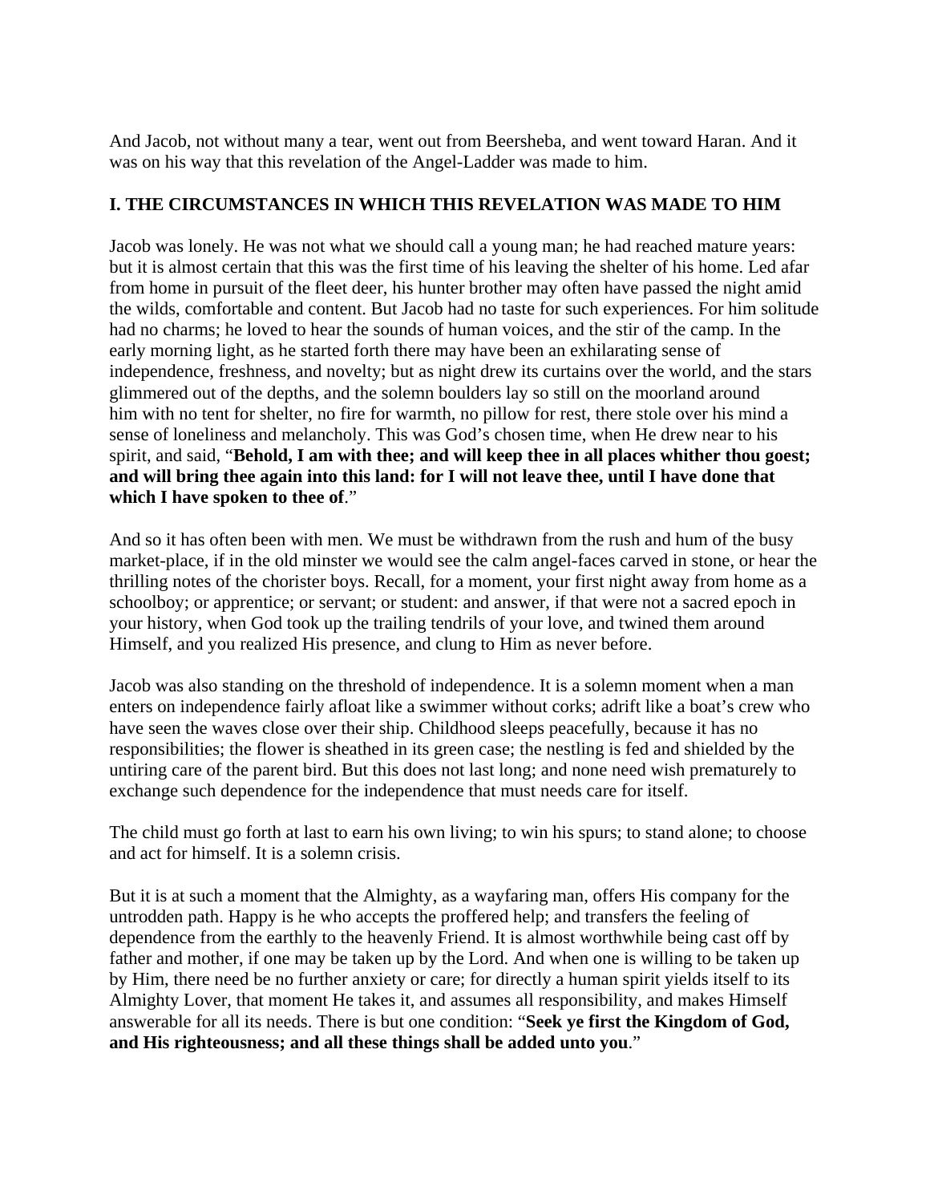And Jacob, not without many a tear, went out from Beersheba, and went toward Haran. And it was on his way that this revelation of the Angel-Ladder was made to him.

## I. THE CIRCUMSTANCES IN WHICH THIS REVELATION WAS MADE TO HIM

Jacob was lonely. He was not what we should call a young man; he had reached mature years: but it is almost certain that this was the first time of his leaving the shelter of his home. Led afar from home in pursuit of the fleet deer, his hunter brother may often have passed the night amid the wilds, comfortable and content. But Jacob had no taste for such experiences. For him solitude had no charms; he loved to hear the sounds of human voices, and the stir of the camp. In the early morning light, as he started forth there may have been an exhilarating sense of independence, freshness, and novelty; but as night drew its curtains over the world, and the stars glimmered out of the depths, and the solemn boulders lay so still on the moorland around him with no tent for shelter, no fire for warmth, no pillow for rest, there stole over his mind a sense of loneliness and melancholy. This was God's chosen time, when He drew near to his spirit, and said, "**Behold, I am with thee; and will keep thee in all places whither thou goest; and will bring thee again into this land: for I will not leave thee, until I have done that which I have spoken to thee of**."

And so it has often been with men. We must be withdrawn from the rush and hum of the busy market-place, if in the old minster we would see the calm angel-faces carved in stone, or hear the thrilling notes of the chorister boys. Recall, for a moment, your first night away from home as a schoolboy; or apprentice; or servant; or student: and answer, if that were not a sacred epoch in your history, when God took up the trailing tendrils of your love, and twined them around Himself, and you realized His presence, and clung to Him as never before.

Jacob was also standing on the threshold of independence. It is a solemn moment when a man enters on independence fairly afloat like a swimmer without corks; adrift like a boat's crew who have seen the waves close over their ship. Childhood sleeps peacefully, because it has no responsibilities; the flower is sheathed in its green case; the nestling is fed and shielded by the untiring care of the parent bird. But this does not last long; and none need wish prematurely to exchange such dependence for the independence that must needs care for itself.

The child must go forth at last to earn his own living; to win his spurs; to stand alone; to choose and act for himself. It is a solemn crisis.

But it is at such a moment that the Almighty, as a wayfaring man, offers His company for the untrodden path. Happy is he who accepts the proffered help; and transfers the feeling of dependence from the earthly to the heavenly Friend. It is almost worthwhile being cast off by father and mother, if one may be taken up by the Lord. And when one is willing to be taken up by Him, there need be no further anxiety or care; for directly a human spirit yields itself to its Almighty Lover, that moment He takes it, and assumes all responsibility, and makes Himself answerable for all its needs. There is but one condition: "**Seek ye first the Kingdom of God, and His righteousness; and all these things shall be added unto you**."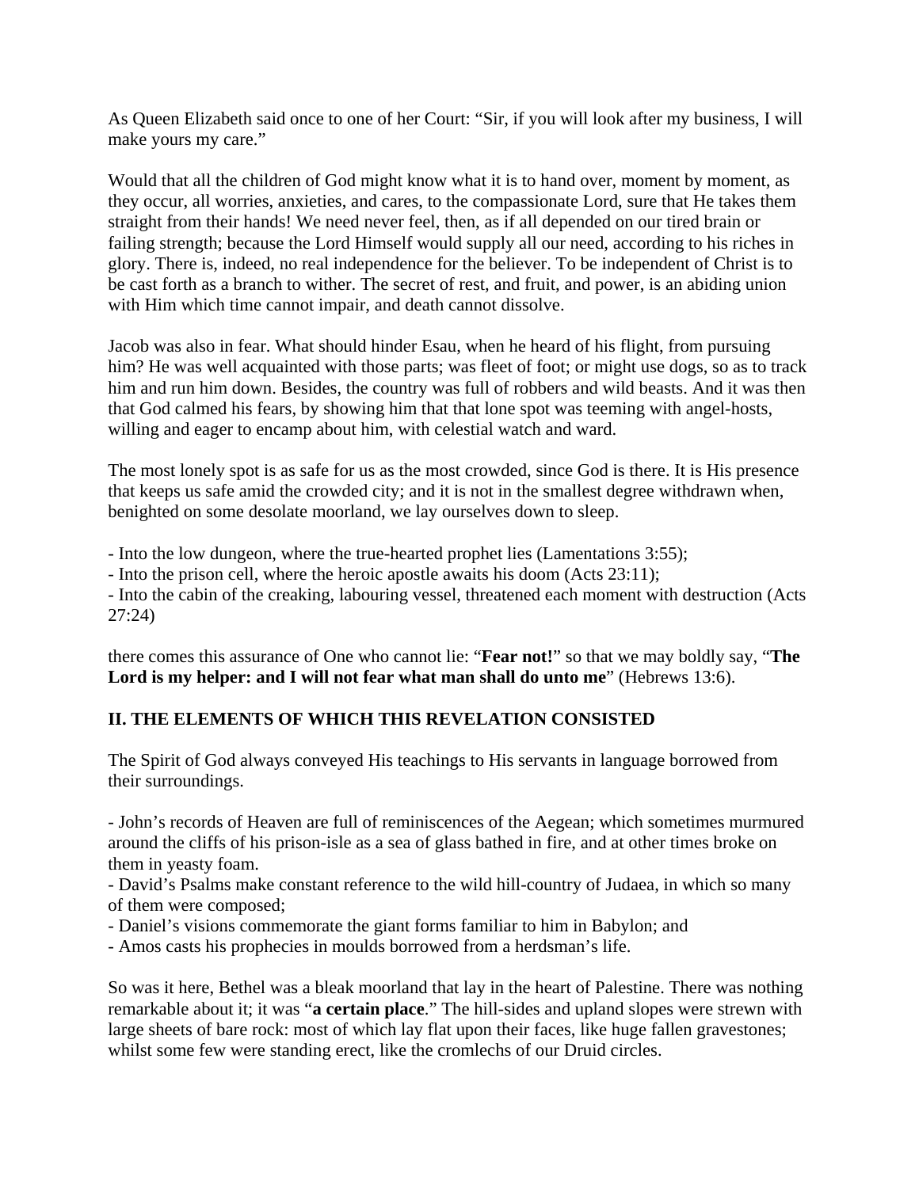As Queen Elizabeth said once to one of her Court: “Sir, if you will look after my business, I will make yours my care.”

Would that all the children of God might know what it is to hand over, moment by moment, as they occur, all worries, anxieties, and cares, to the compassionate Lord, sure that He takes them straight from their hands! We need never feel, then, as if all depended on our tired brain or failing strength; because the Lord Himself would supply all our need, according to his riches in glory. There is, indeed, no real independence for the believer. To be independent of Christ is to be cast forth as a branch to wither. The secret of rest, and fruit, and power, is an abiding union with Him which time cannot impair, and death cannot dissolve.

Jacob was also in fear. What should hinder Esau, when he heard of his flight, from pursuing him? He was well acquainted with those parts; was fleet of foot; or might use dogs, so as to track him and run him down. Besides, the country was full of robbers and wild beasts. And it was then that God calmed his fears, by showing him that that lone spot was teeming with angel-hosts, willing and eager to encamp about him, with celestial watch and ward.

The most lonely spot is as safe for us as the most crowded, since God is there. It is His presence that keeps us safe amid the crowded city; and it is not in the smallest degree withdrawn when, benighted on some desolate moorland, we lay ourselves down to sleep.

- Into the low dungeon, where the true-hearted prophet lies (Lamentations 3:55);
- Into the prison cell, where the heroic apostle awaits his doom (Acts 23:11);
- Into the cabin of the creaking, labouring vessel, threatened each moment with destruction (Acts 27:24)

there comes this assurance of One who cannot lie: “**Fear not!**” so that we may boldly say, “**The Lord is my helper: and I will not fear what man shall do unto me**” (Hebrews 13:6).

## II. THE ELEMENTS OF WHICH THIS REVELATION CONSISTED

The Spirit of God always conveyed His teachings to His servants in language borrowed from their surroundings.

- John’s records of Heaven are full of reminiscences of the Aegean; which sometimes murmured around the cliffs of his prison-isle as a sea of glass bathed in fire, and at other times broke on them in yeasty foam.
- David’s Psalms make constant reference to the wild hill-country of Judaea, in which so many of them were composed;
- Daniel’s visions commemorate the giant forms familiar to him in Babylon; and
- Amos casts his prophecies in moulds borrowed from a herdsman’s life.

So was it here, Bethel was a bleak moorland that lay in the heart of Palestine. There was nothing remarkable about it; it was “**a certain place**.” The hill-sides and upland slopes were strewn with large sheets of bare rock: most of which lay flat upon their faces, like huge fallen gravestones; whilst some few were standing erect, like the cromlechs of our Druid circles.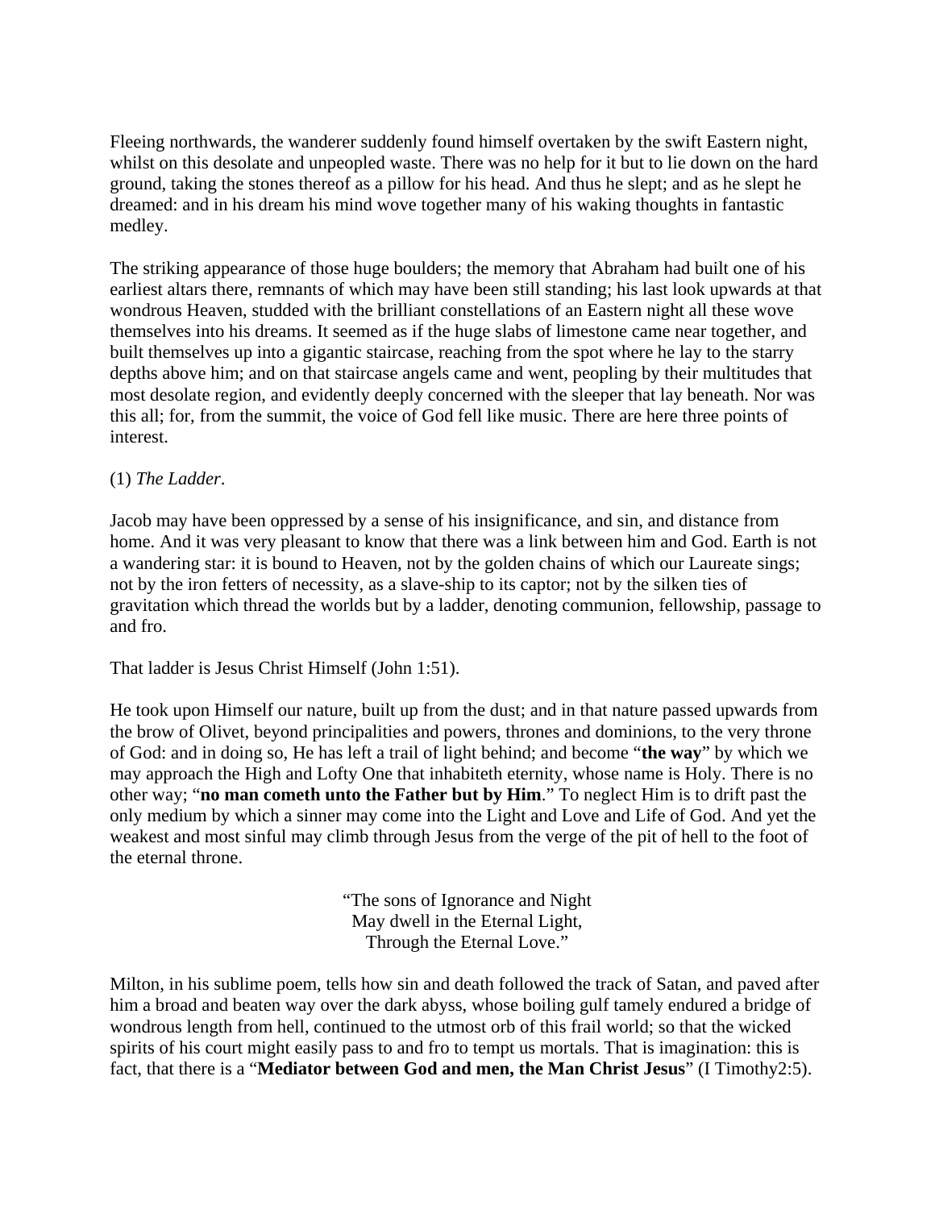Fleeing northwards, the wanderer suddenly found himself overtaken by the swift Eastern night, whilst on this desolate and unpeopled waste. There was no help for it but to lie down on the hard ground, taking the stones thereof as a pillow for his head. And thus he slept; and as he slept he dreamed: and in his dream his mind wove together many of his waking thoughts in fantastic medley.

The striking appearance of those huge boulders; the memory that Abraham had built one of his earliest altars there, remnants of which may have been still standing; his last look upwards at that wondrous Heaven, studded with the brilliant constellations of an Eastern night all these wove themselves into his dreams. It seemed as if the huge slabs of limestone came near together, and built themselves up into a gigantic staircase, reaching from the spot where he lay to the starry depths above him; and on that staircase angels came and went, peopling by their multitudes that most desolate region, and evidently deeply concerned with the sleeper that lay beneath. Nor was this all; for, from the summit, the voice of God fell like music. There are here three points of interest.

(1) *The Ladder*.

Jacob may have been oppressed by a sense of his insignificance, and sin, and distance from home. And it was very pleasant to know that there was a link between him and God. Earth is not a wandering star: it is bound to Heaven, not by the golden chains of which our Laureate sings; not by the iron fetters of necessity, as a slave-ship to its captor; not by the silken ties of gravitation which thread the worlds but by a ladder, denoting communion, fellowship, passage to and fro.

That ladder is Jesus Christ Himself (John 1:51).

He took upon Himself our nature, built up from the dust; and in that nature passed upwards from the brow of Olivet, beyond principalities and powers, thrones and dominions, to the very throne of God: and in doing so, He has left a trail of light behind; and become "**the way**" by which we may approach the High and Lofty One that inhabiteth eternity, whose name is Holy. There is no other way; "**no man cometh unto the Father but by Him**." To neglect Him is to drift past the only medium by which a sinner may come into the Light and Love and Life of God. And yet the weakest and most sinful may climb through Jesus from the verge of the pit of hell to the foot of the eternal throne.

"The sons of Ignorance and Night  
May dwell in the Eternal Light,  
Through the Eternal Love."

Milton, in his sublime poem, tells how sin and death followed the track of Satan, and paved after him a broad and beaten way over the dark abyss, whose boiling gulf tamely endured a bridge of wondrous length from hell, continued to the utmost orb of this frail world; so that the wicked spirits of his court might easily pass to and fro to tempt us mortals. That is imagination: this is fact, that there is a "**Mediator between God and men, the Man Christ Jesus**" (I Timothy2:5).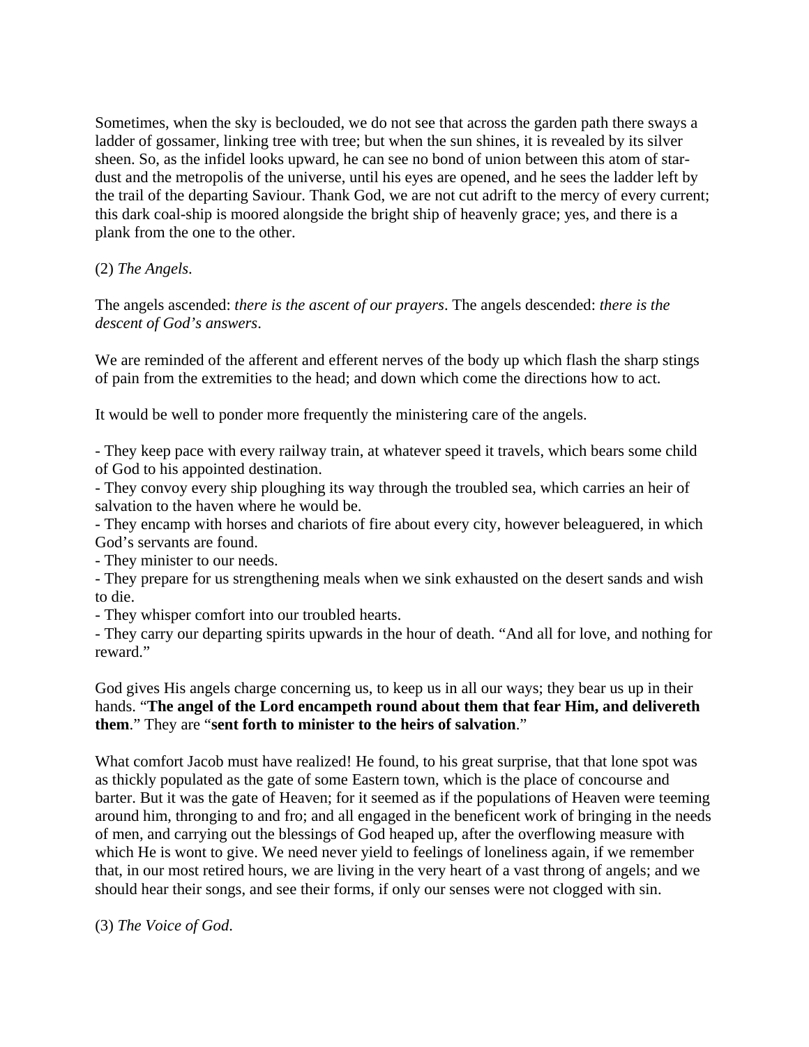Sometimes, when the sky is beclouded, we do not see that across the garden path there sways a ladder of gossamer, linking tree with tree; but when the sun shines, it is revealed by its silver sheen. So, as the infidel looks upward, he can see no bond of union between this atom of star-dust and the metropolis of the universe, until his eyes are opened, and he sees the ladder left by the trail of the departing Saviour. Thank God, we are not cut adrift to the mercy of every current; this dark coal-ship is moored alongside the bright ship of heavenly grace; yes, and there is a plank from the one to the other.

(2) *The Angels*.

The angels ascended: *there is the ascent of our prayers*. The angels descended: *there is the descent of God's answers*.

We are reminded of the afferent and efferent nerves of the body up which flash the sharp stings of pain from the extremities to the head; and down which come the directions how to act.

It would be well to ponder more frequently the ministering care of the angels.

- They keep pace with every railway train, at whatever speed it travels, which bears some child of God to his appointed destination.
- They convoy every ship ploughing its way through the troubled sea, which carries an heir of salvation to the haven where he would be.
- They encamp with horses and chariots of fire about every city, however beleaguered, in which God's servants are found.
- They minister to our needs.
- They prepare for us strengthening meals when we sink exhausted on the desert sands and wish to die.
- They whisper comfort into our troubled hearts.
- They carry our departing spirits upwards in the hour of death. "And all for love, and nothing for reward."

God gives His angels charge concerning us, to keep us in all our ways; they bear us up in their hands. "**The angel of the Lord encampeth round about them that fear Him, and delivereth them**." They are "**sent forth to minister to the heirs of salvation**."

What comfort Jacob must have realized! He found, to his great surprise, that that lone spot was as thickly populated as the gate of some Eastern town, which is the place of concourse and barter. But it was the gate of Heaven; for it seemed as if the populations of Heaven were teeming around him, thronging to and fro; and all engaged in the beneficent work of bringing in the needs of men, and carrying out the blessings of God heaped up, after the overflowing measure with which He is wont to give. We need never yield to feelings of loneliness again, if we remember that, in our most retired hours, we are living in the very heart of a vast throng of angels; and we should hear their songs, and see their forms, if only our senses were not clogged with sin.

(3) *The Voice of God*.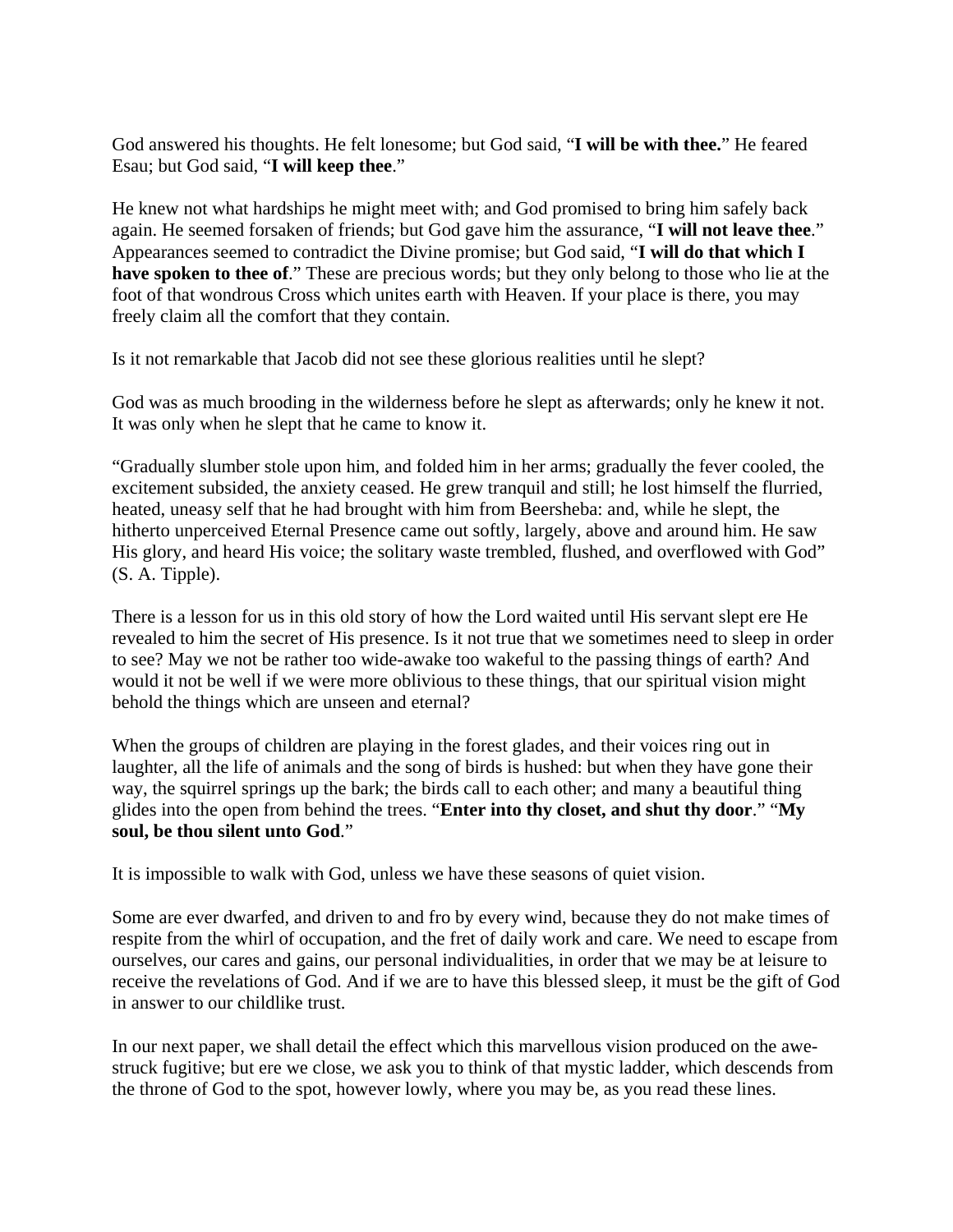God answered his thoughts. He felt lonesome; but God said, "**I will be with thee.**" He feared Esau; but God said, "**I will keep thee**."

He knew not what hardships he might meet with; and God promised to bring him safely back again. He seemed forsaken of friends; but God gave him the assurance, "**I will not leave thee**." Appearances seemed to contradict the Divine promise; but God said, "**I will do that which I have spoken to thee of**." These are precious words; but they only belong to those who lie at the foot of that wondrous Cross which unites earth with Heaven. If your place is there, you may freely claim all the comfort that they contain.

Is it not remarkable that Jacob did not see these glorious realities until he slept?

God was as much brooding in the wilderness before he slept as afterwards; only he knew it not. It was only when he slept that he came to know it.

"Gradually slumber stole upon him, and folded him in her arms; gradually the fever cooled, the excitement subsided, the anxiety ceased. He grew tranquil and still; he lost himself the flurried, heated, uneasy self that he had brought with him from Beersheba: and, while he slept, the hitherto unperceived Eternal Presence came out softly, largely, above and around him. He saw His glory, and heard His voice; the solitary waste trembled, flushed, and overflowed with God" (S. A. Tipple).

There is a lesson for us in this old story of how the Lord waited until His servant slept ere He revealed to him the secret of His presence. Is it not true that we sometimes need to sleep in order to see? May we not be rather too wide-awake too wakeful to the passing things of earth? And would it not be well if we were more oblivious to these things, that our spiritual vision might behold the things which are unseen and eternal?

When the groups of children are playing in the forest glades, and their voices ring out in laughter, all the life of animals and the song of birds is hushed: but when they have gone their way, the squirrel springs up the bark; the birds call to each other; and many a beautiful thing glides into the open from behind the trees. "**Enter into thy closet, and shut thy door**." "**My soul, be thou silent unto God**."

It is impossible to walk with God, unless we have these seasons of quiet vision.

Some are ever dwarfed, and driven to and fro by every wind, because they do not make times of respite from the whirl of occupation, and the fret of daily work and care. We need to escape from ourselves, our cares and gains, our personal individualities, in order that we may be at leisure to receive the revelations of God. And if we are to have this blessed sleep, it must be the gift of God in answer to our childlike trust.

In our next paper, we shall detail the effect which this marvellous vision produced on the awe-struck fugitive; but ere we close, we ask you to think of that mystic ladder, which descends from the throne of God to the spot, however lowly, where you may be, as you read these lines.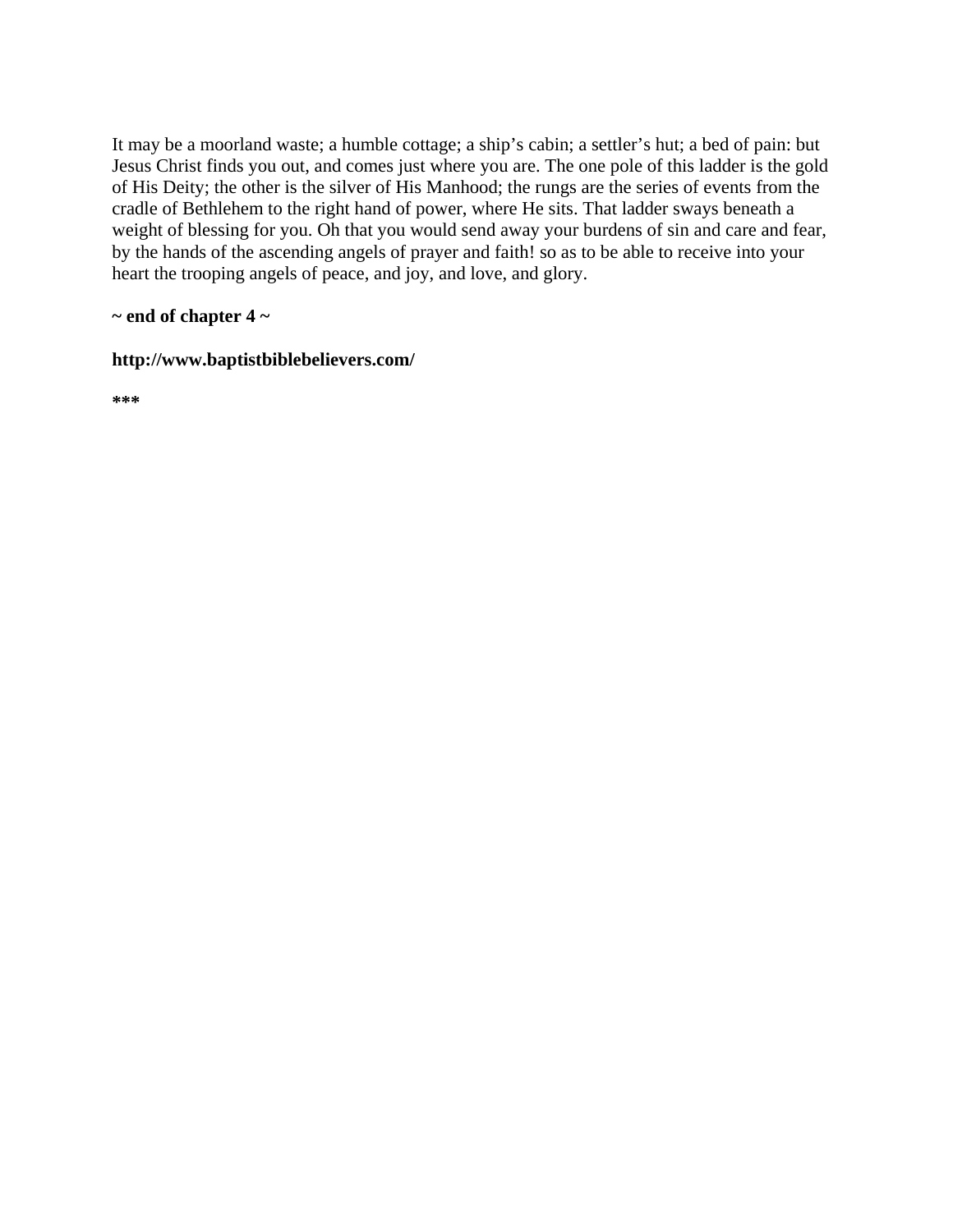It may be a moorland waste; a humble cottage; a ship's cabin; a settler's hut; a bed of pain: but Jesus Christ finds you out, and comes just where you are. The one pole of this ladder is the gold of His Deity; the other is the silver of His Manhood; the rungs are the series of events from the cradle of Bethlehem to the right hand of power, where He sits. That ladder sways beneath a weight of blessing for you. Oh that you would send away your burdens of sin and care and fear, by the hands of the ascending angels of prayer and faith! so as to be able to receive into your heart the trooping angels of peace, and joy, and love, and glory.

**~ end of chapter 4 ~**

**http://www.baptistbiblebelievers.com/**

**\*\*\***